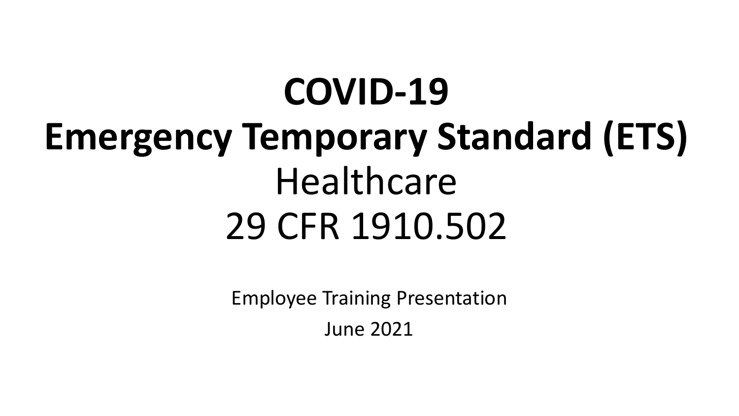# COVID-19
# Emergency Temporary Standard (ETS)

## Healthcare

## 29 CFR 1910.502

Employee Training Presentation

June 2021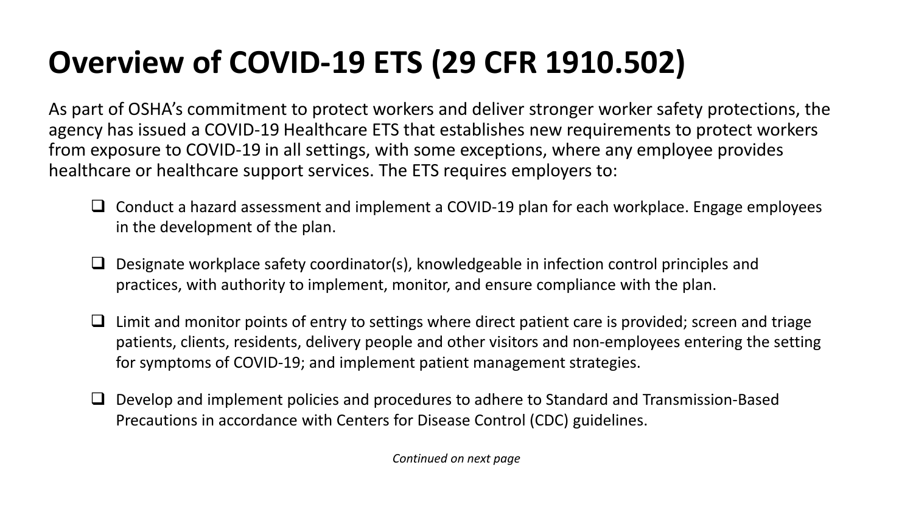# Overview of COVID-19 ETS (29 CFR 1910.502)

As part of OSHA's commitment to protect workers and deliver stronger worker safety protections, the agency has issued a COVID-19 Healthcare ETS that establishes new requirements to protect workers from exposure to COVID-19 in all settings, with some exceptions, where any employee provides healthcare or healthcare support services. The ETS requires employers to:

- ❑ Conduct a hazard assessment and implement a COVID-19 plan for each workplace. Engage employees in the development of the plan.
- ❑ Designate workplace safety coordinator(s), knowledgeable in infection control principles and practices, with authority to implement, monitor, and ensure compliance with the plan.
- ❑ Limit and monitor points of entry to settings where direct patient care is provided; screen and triage patients, clients, residents, delivery people and other visitors and non-employees entering the setting for symptoms of COVID-19; and implement patient management strategies.
- ❑ Develop and implement policies and procedures to adhere to Standard and Transmission-Based Precautions in accordance with Centers for Disease Control (CDC) guidelines.

*Continued on next page*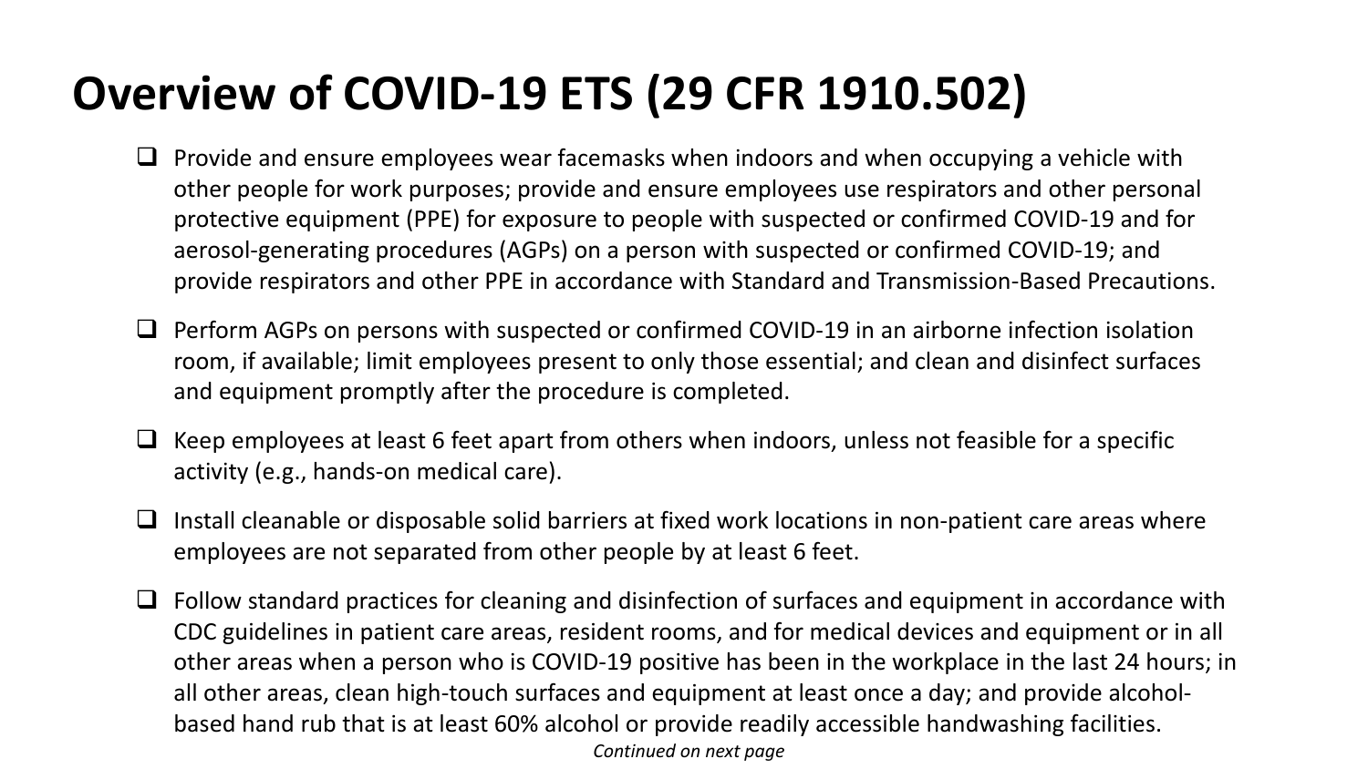# Overview of COVID-19 ETS (29 CFR 1910.502)

- Provide and ensure employees wear facemasks when indoors and when occupying a vehicle with other people for work purposes; provide and ensure employees use respirators and other personal protective equipment (PPE) for exposure to people with suspected or confirmed COVID-19 and for aerosol-generating procedures (AGPs) on a person with suspected or confirmed COVID-19; and provide respirators and other PPE in accordance with Standard and Transmission-Based Precautions.
- Perform AGPs on persons with suspected or confirmed COVID-19 in an airborne infection isolation room, if available; limit employees present to only those essential; and clean and disinfect surfaces and equipment promptly after the procedure is completed.
- Keep employees at least 6 feet apart from others when indoors, unless not feasible for a specific activity (e.g., hands-on medical care).
- Install cleanable or disposable solid barriers at fixed work locations in non-patient care areas where employees are not separated from other people by at least 6 feet.
- Follow standard practices for cleaning and disinfection of surfaces and equipment in accordance with CDC guidelines in patient care areas, resident rooms, and for medical devices and equipment or in all other areas when a person who is COVID-19 positive has been in the workplace in the last 24 hours; in all other areas, clean high-touch surfaces and equipment at least once a day; and provide alcohol-based hand rub that is at least 60% alcohol or provide readily accessible handwashing facilities.

*Continued on next page*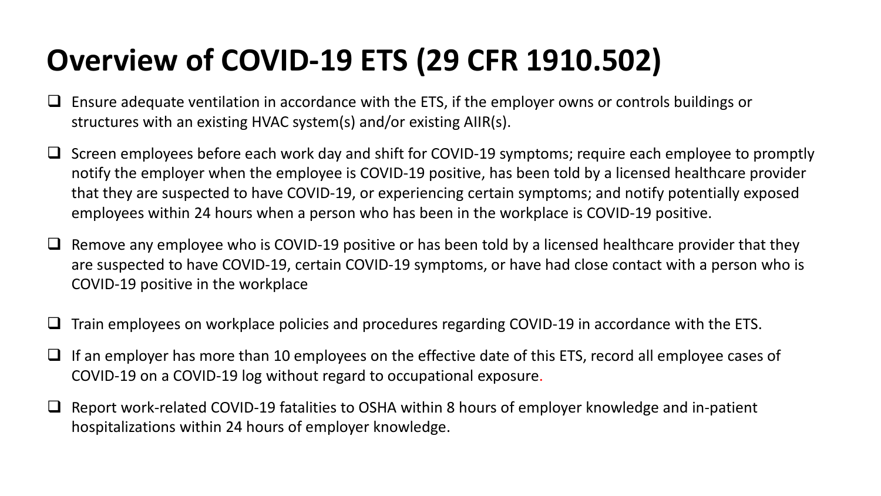# Overview of COVID-19 ETS (29 CFR 1910.502)

- Ensure adequate ventilation in accordance with the ETS, if the employer owns or controls buildings or structures with an existing HVAC system(s) and/or existing AIIR(s).
- Screen employees before each work day and shift for COVID-19 symptoms; require each employee to promptly notify the employer when the employee is COVID-19 positive, has been told by a licensed healthcare provider that they are suspected to have COVID-19, or experiencing certain symptoms; and notify potentially exposed employees within 24 hours when a person who has been in the workplace is COVID-19 positive.
- Remove any employee who is COVID-19 positive or has been told by a licensed healthcare provider that they are suspected to have COVID-19, certain COVID-19 symptoms, or have had close contact with a person who is COVID-19 positive in the workplace
- Train employees on workplace policies and procedures regarding COVID-19 in accordance with the ETS.
- If an employer has more than 10 employees on the effective date of this ETS, record all employee cases of COVID-19 on a COVID-19 log without regard to occupational exposure.
- Report work-related COVID-19 fatalities to OSHA within 8 hours of employer knowledge and in-patient hospitalizations within 24 hours of employer knowledge.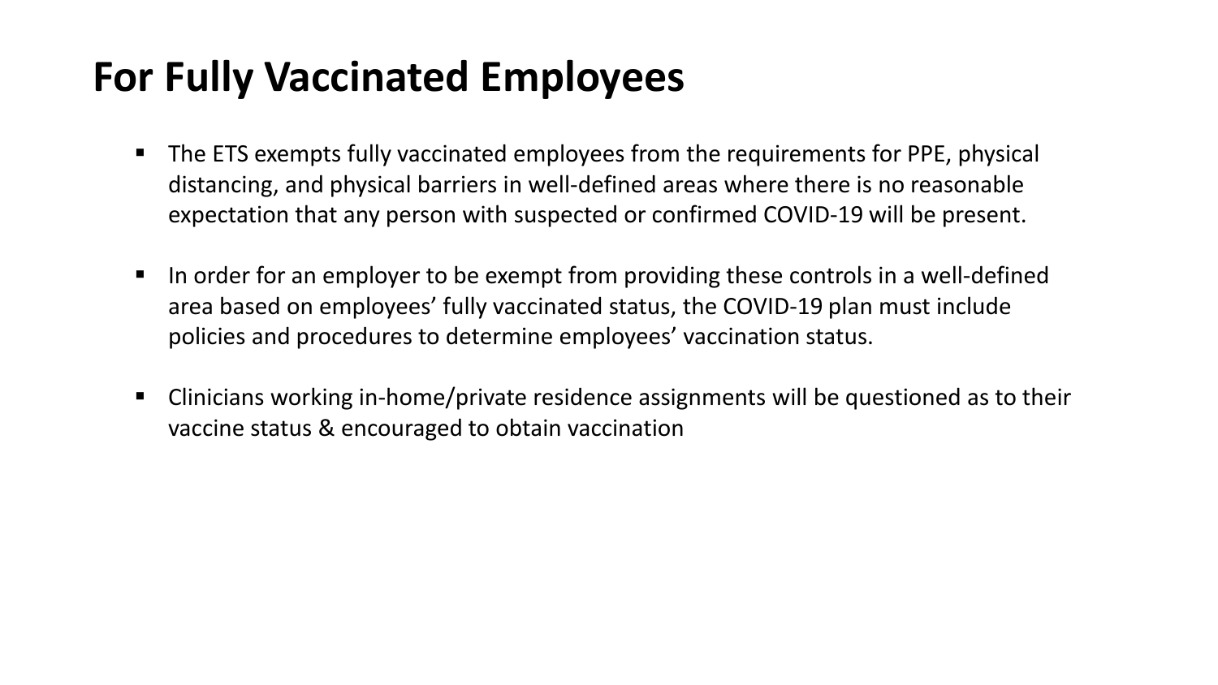# For Fully Vaccinated Employees

- The ETS exempts fully vaccinated employees from the requirements for PPE, physical distancing, and physical barriers in well-defined areas where there is no reasonable expectation that any person with suspected or confirmed COVID-19 will be present.
- In order for an employer to be exempt from providing these controls in a well-defined area based on employees' fully vaccinated status, the COVID-19 plan must include policies and procedures to determine employees' vaccination status.
- Clinicians working in-home/private residence assignments will be questioned as to their vaccine status & encouraged to obtain vaccination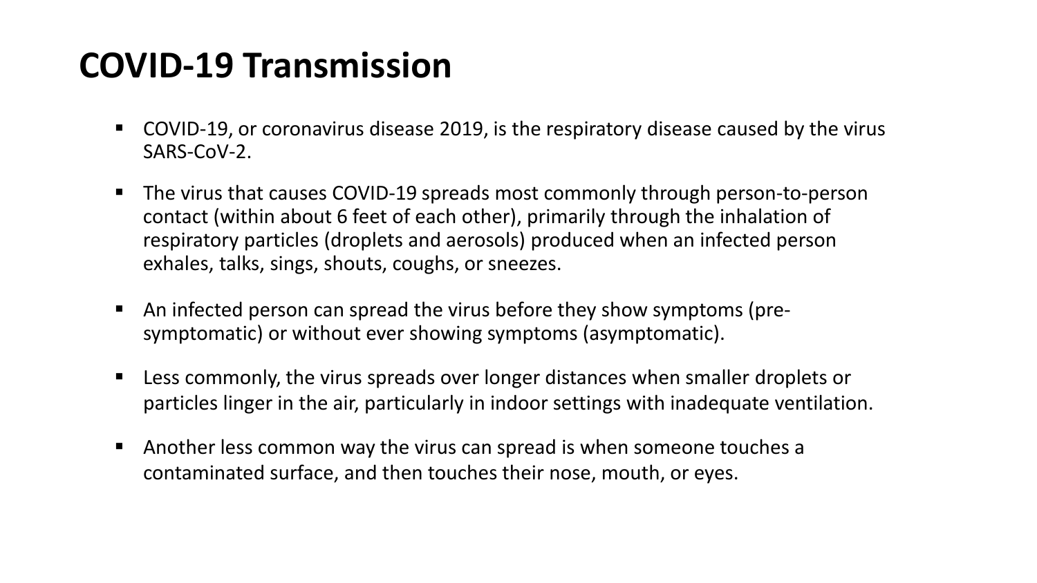# COVID-19 Transmission

- COVID-19, or coronavirus disease 2019, is the respiratory disease caused by the virus SARS-CoV-2.
- The virus that causes COVID-19 spreads most commonly through person-to-person contact (within about 6 feet of each other), primarily through the inhalation of respiratory particles (droplets and aerosols) produced when an infected person exhales, talks, sings, shouts, coughs, or sneezes.
- An infected person can spread the virus before they show symptoms (pre-symptomatic) or without ever showing symptoms (asymptomatic).
- Less commonly, the virus spreads over longer distances when smaller droplets or particles linger in the air, particularly in indoor settings with inadequate ventilation.
- Another less common way the virus can spread is when someone touches a contaminated surface, and then touches their nose, mouth, or eyes.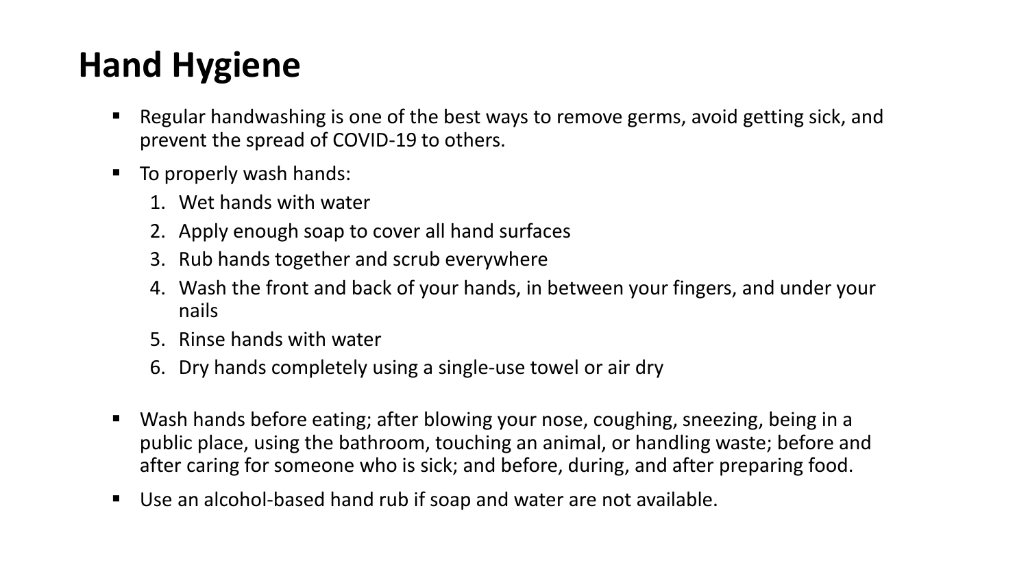# Hand Hygiene

- Regular handwashing is one of the best ways to remove germs, avoid getting sick, and prevent the spread of COVID-19 to others.
- To properly wash hands:
  1. Wet hands with water
  2. Apply enough soap to cover all hand surfaces
  3. Rub hands together and scrub everywhere
  4. Wash the front and back of your hands, in between your fingers, and under your nails
  5. Rinse hands with water
  6. Dry hands completely using a single-use towel or air dry
- Wash hands before eating; after blowing your nose, coughing, sneezing, being in a public place, using the bathroom, touching an animal, or handling waste; before and after caring for someone who is sick; and before, during, and after preparing food.
- Use an alcohol-based hand rub if soap and water are not available.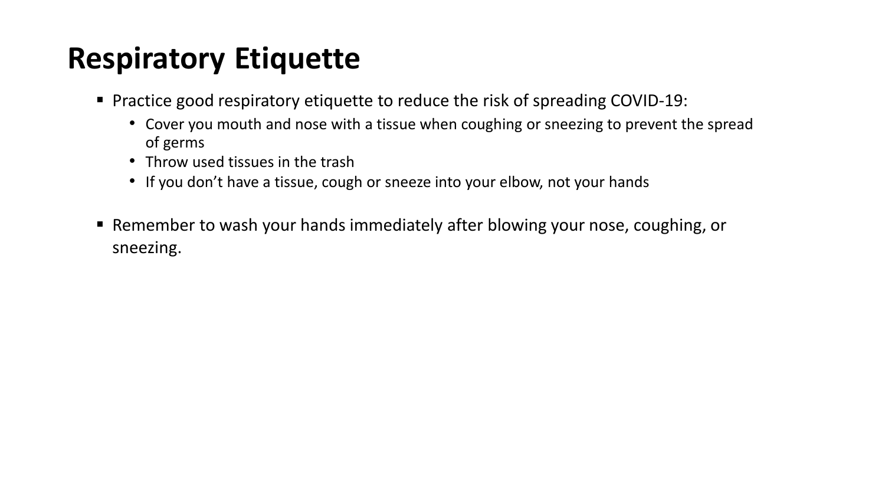# Respiratory Etiquette

- Practice good respiratory etiquette to reduce the risk of spreading COVID-19:
  - Cover you mouth and nose with a tissue when coughing or sneezing to prevent the spread of germs
  - Throw used tissues in the trash
  - If you don’t have a tissue, cough or sneeze into your elbow, not your hands

- Remember to wash your hands immediately after blowing your nose, coughing, or sneezing.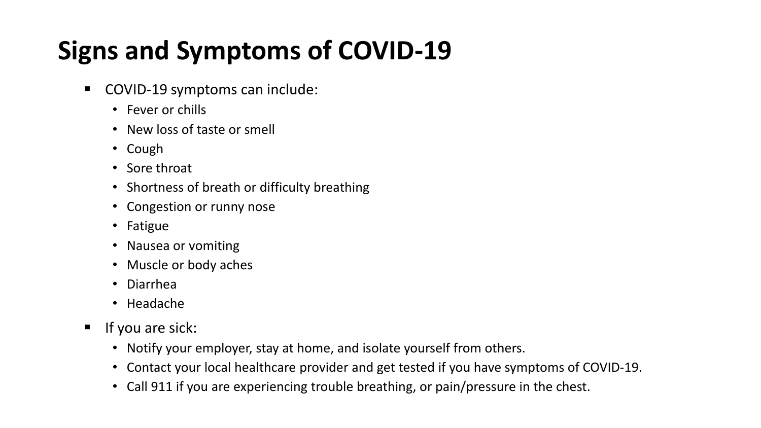# Signs and Symptoms of COVID-19

- COVID-19 symptoms can include:
  - Fever or chills
  - New loss of taste or smell
  - Cough
  - Sore throat
  - Shortness of breath or difficulty breathing
  - Congestion or runny nose
  - Fatigue
  - Nausea or vomiting
  - Muscle or body aches
  - Diarrhea
  - Headache
- If you are sick:
  - Notify your employer, stay at home, and isolate yourself from others.
  - Contact your local healthcare provider and get tested if you have symptoms of COVID-19.
  - Call 911 if you are experiencing trouble breathing, or pain/pressure in the chest.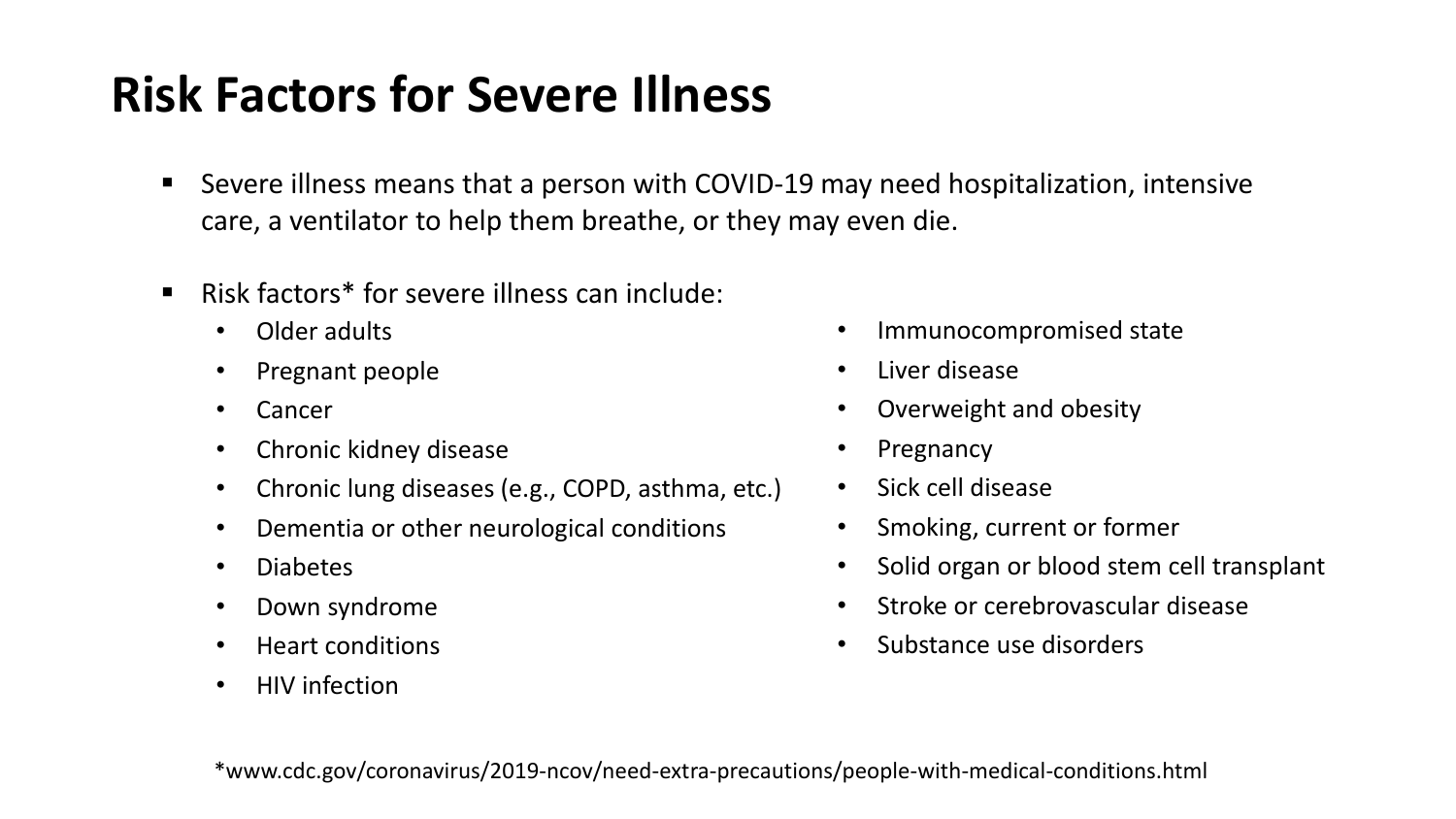# Risk Factors for Severe Illness

- Severe illness means that a person with COVID-19 may need hospitalization, intensive care, a ventilator to help them breathe, or they may even die.

- Risk factors* for severe illness can include:
  - Older adults
  - Pregnant people
  - Cancer
  - Chronic kidney disease
  - Chronic lung diseases (e.g., COPD, asthma, etc.)
  - Dementia or other neurological conditions
  - Diabetes
  - Down syndrome
  - Heart conditions
  - HIV infection
  - Immunocompromised state
  - Liver disease
  - Overweight and obesity
  - Pregnancy
  - Sick cell disease
  - Smoking, current or former
  - Solid organ or blood stem cell transplant
  - Stroke or cerebrovascular disease
  - Substance use disorders

*www.cdc.gov/coronavirus/2019-ncov/need-extra-precautions/people-with-medical-conditions.html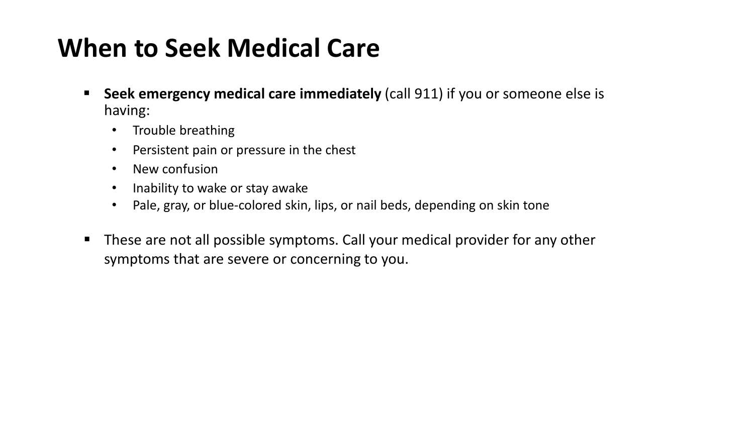# When to Seek Medical Care

- **Seek emergency medical care immediately** (call 911) if you or someone else is having:
  - Trouble breathing
  - Persistent pain or pressure in the chest
  - New confusion
  - Inability to wake or stay awake
  - Pale, gray, or blue-colored skin, lips, or nail beds, depending on skin tone
- These are not all possible symptoms. Call your medical provider for any other symptoms that are severe or concerning to you.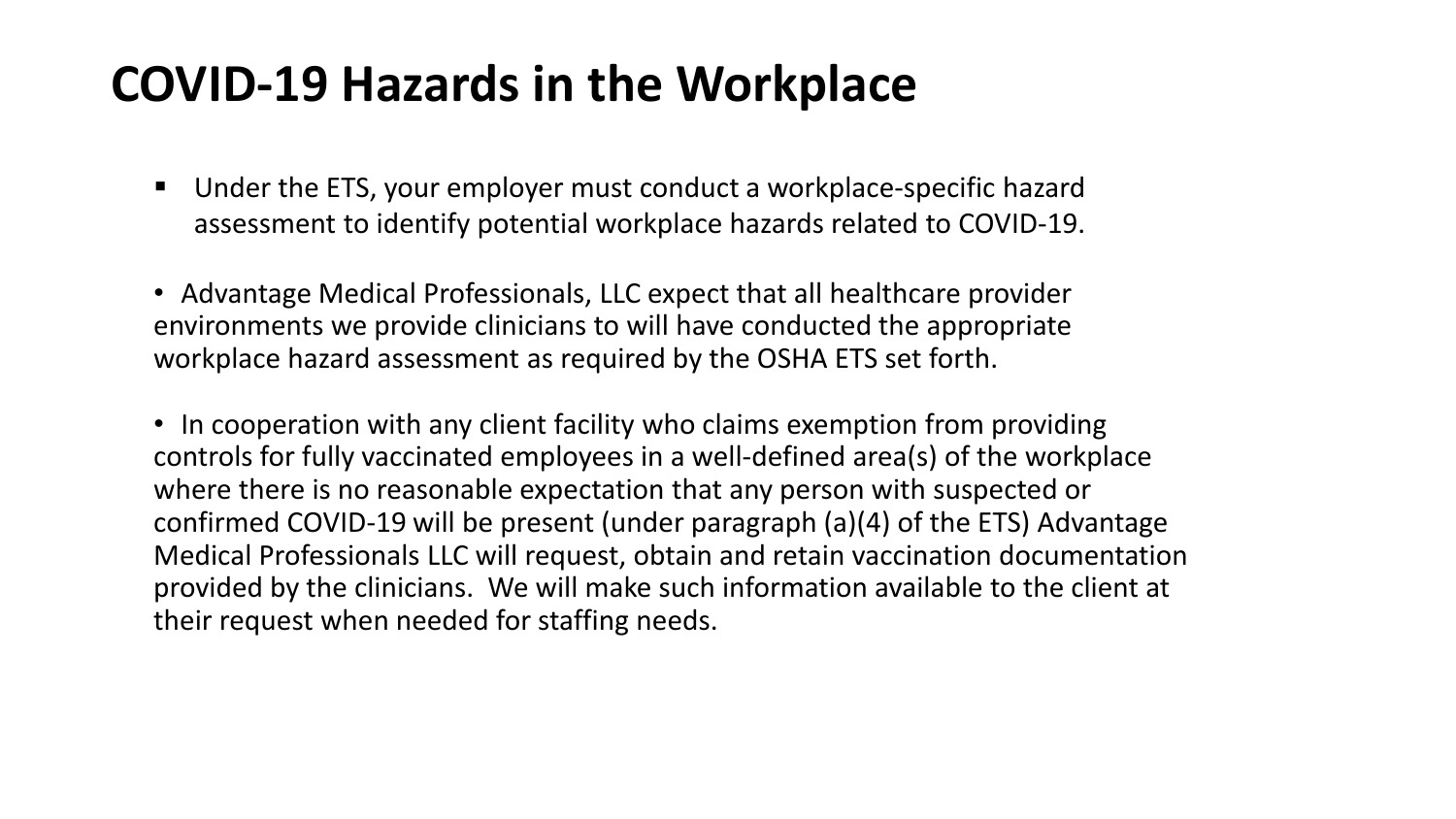# COVID-19 Hazards in the Workplace

- Under the ETS, your employer must conduct a workplace-specific hazard assessment to identify potential workplace hazards related to COVID-19.

- Advantage Medical Professionals, LLC expect that all healthcare provider environments we provide clinicians to will have conducted the appropriate workplace hazard assessment as required by the OSHA ETS set forth.

- In cooperation with any client facility who claims exemption from providing controls for fully vaccinated employees in a well-defined area(s) of the workplace where there is no reasonable expectation that any person with suspected or confirmed COVID-19 will be present (under paragraph (a)(4) of the ETS) Advantage Medical Professionals LLC will request, obtain and retain vaccination documentation provided by the clinicians. We will make such information available to the client at their request when needed for staffing needs.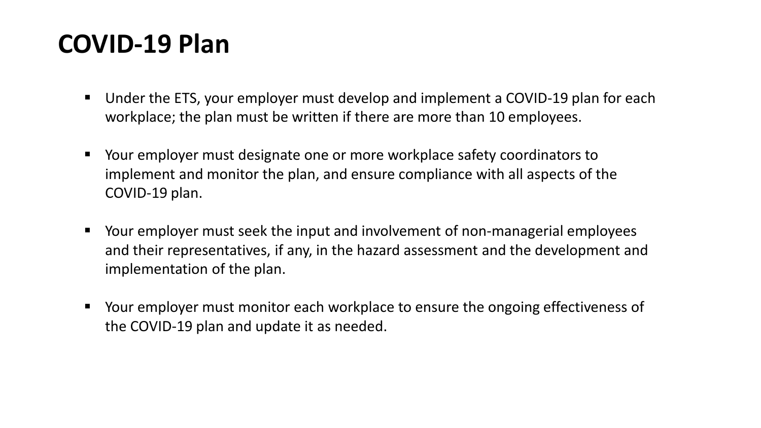# COVID-19 Plan

- Under the ETS, your employer must develop and implement a COVID-19 plan for each workplace; the plan must be written if there are more than 10 employees.
- Your employer must designate one or more workplace safety coordinators to implement and monitor the plan, and ensure compliance with all aspects of the COVID-19 plan.
- Your employer must seek the input and involvement of non-managerial employees and their representatives, if any, in the hazard assessment and the development and implementation of the plan.
- Your employer must monitor each workplace to ensure the ongoing effectiveness of the COVID-19 plan and update it as needed.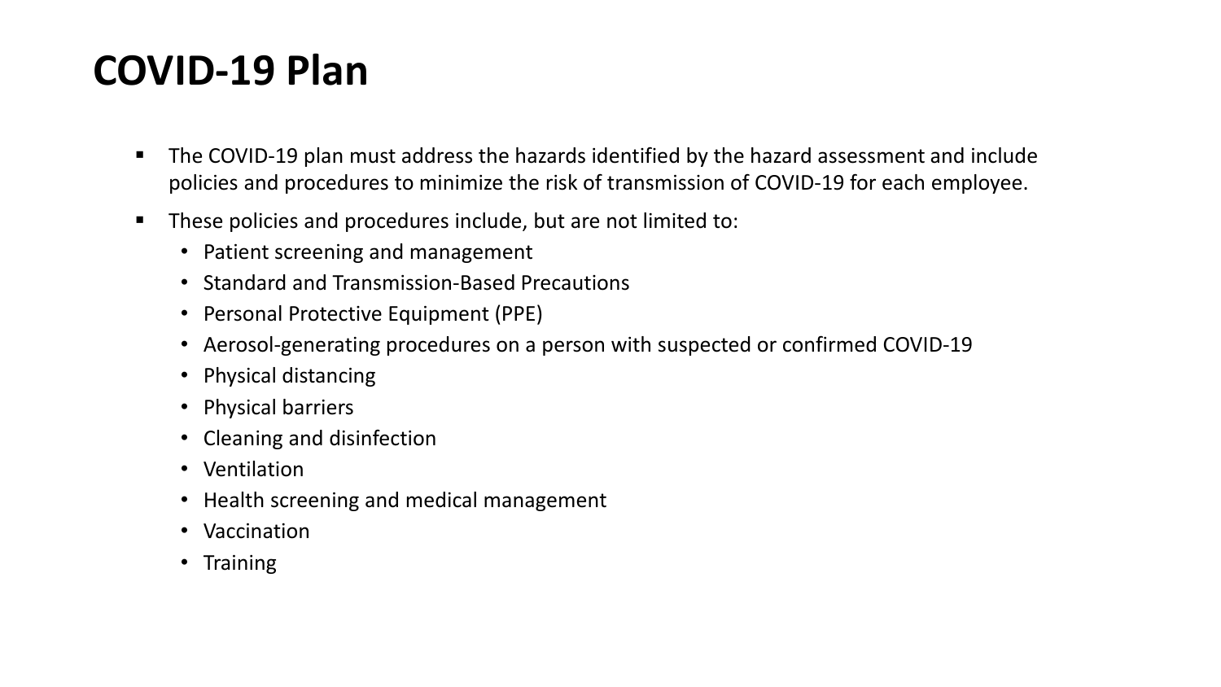# COVID-19 Plan

- The COVID-19 plan must address the hazards identified by the hazard assessment and include policies and procedures to minimize the risk of transmission of COVID-19 for each employee.
- These policies and procedures include, but are not limited to:
  - Patient screening and management
  - Standard and Transmission-Based Precautions
  - Personal Protective Equipment (PPE)
  - Aerosol-generating procedures on a person with suspected or confirmed COVID-19
  - Physical distancing
  - Physical barriers
  - Cleaning and disinfection
  - Ventilation
  - Health screening and medical management
  - Vaccination
  - Training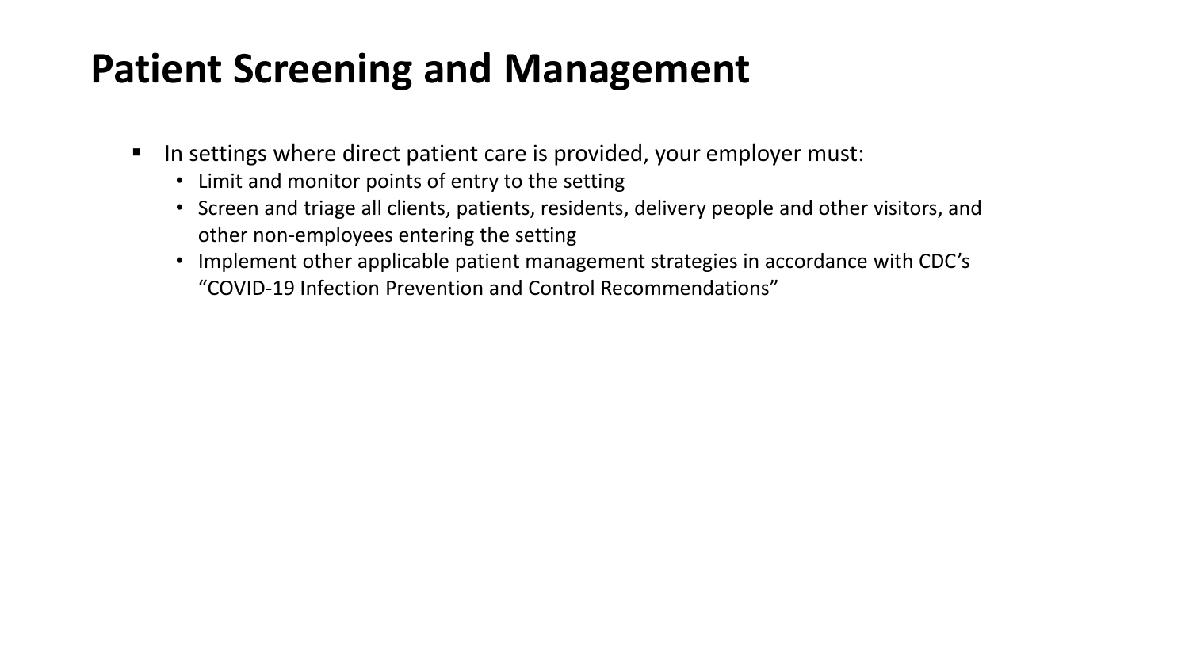# Patient Screening and Management

- In settings where direct patient care is provided, your employer must:
  - Limit and monitor points of entry to the setting
  - Screen and triage all clients, patients, residents, delivery people and other visitors, and other non-employees entering the setting
  - Implement other applicable patient management strategies in accordance with CDC's "COVID-19 Infection Prevention and Control Recommendations"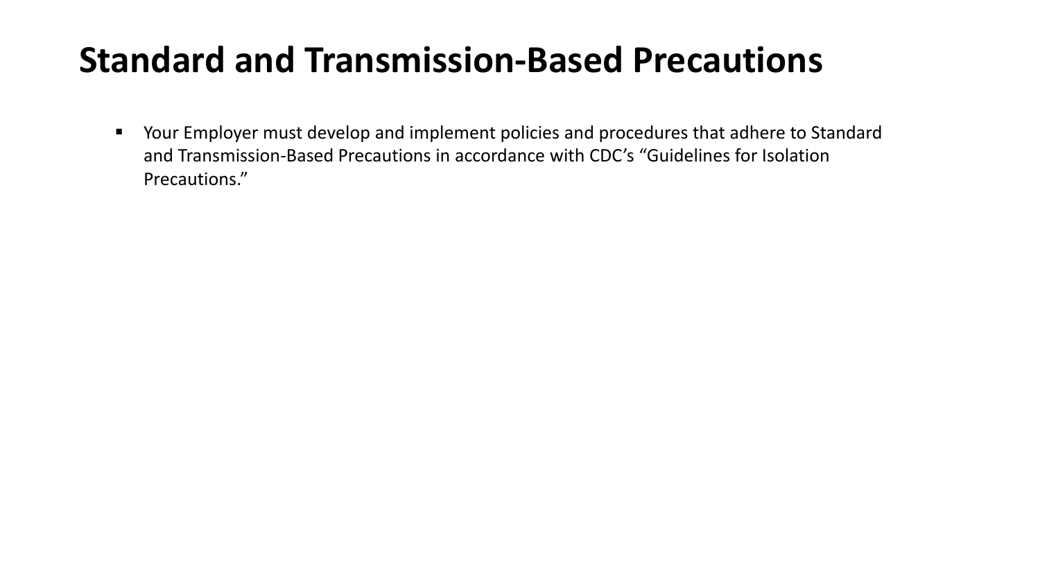# Standard and Transmission-Based Precautions

- Your Employer must develop and implement policies and procedures that adhere to Standard and Transmission-Based Precautions in accordance with CDC's "Guidelines for Isolation Precautions."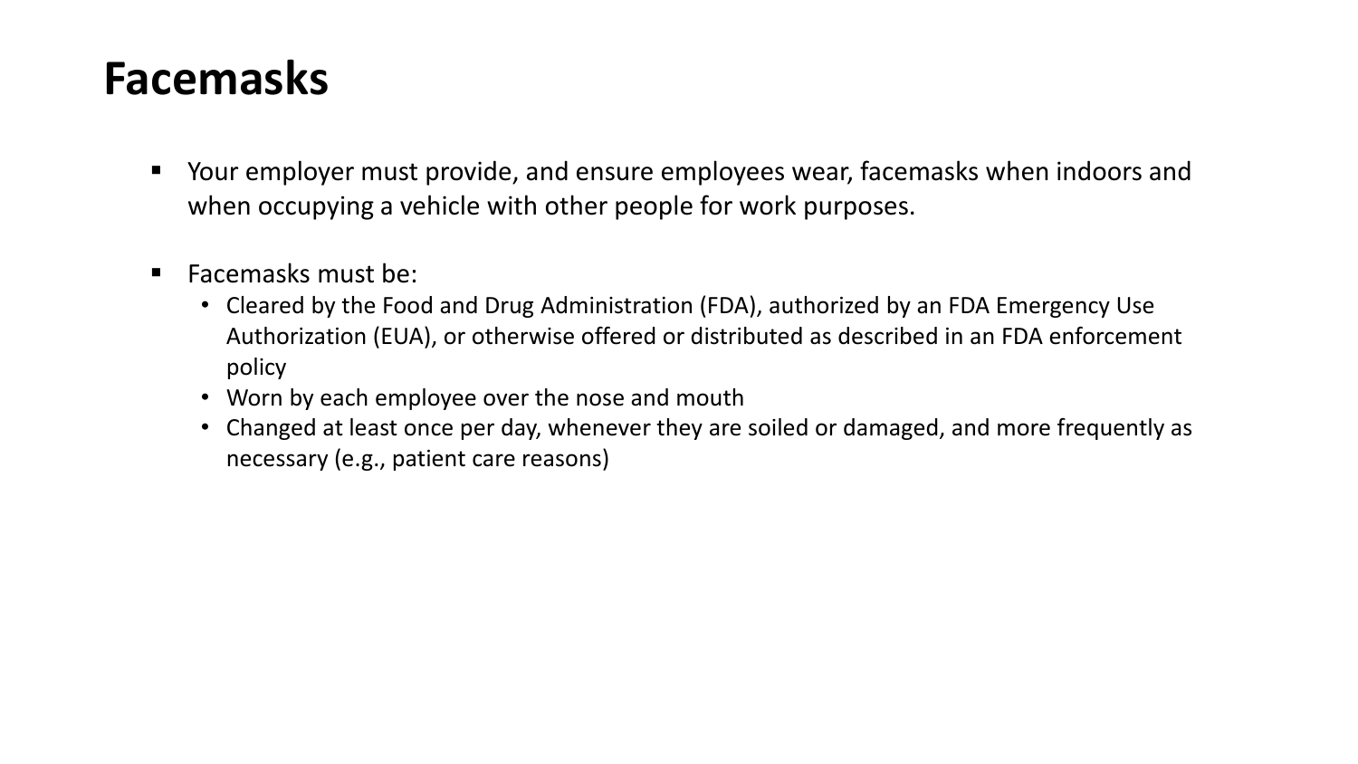# Facemasks

- Your employer must provide, and ensure employees wear, facemasks when indoors and when occupying a vehicle with other people for work purposes.

- Facemasks must be:
  - Cleared by the Food and Drug Administration (FDA), authorized by an FDA Emergency Use Authorization (EUA), or otherwise offered or distributed as described in an FDA enforcement policy
  - Worn by each employee over the nose and mouth
  - Changed at least once per day, whenever they are soiled or damaged, and more frequently as necessary (e.g., patient care reasons)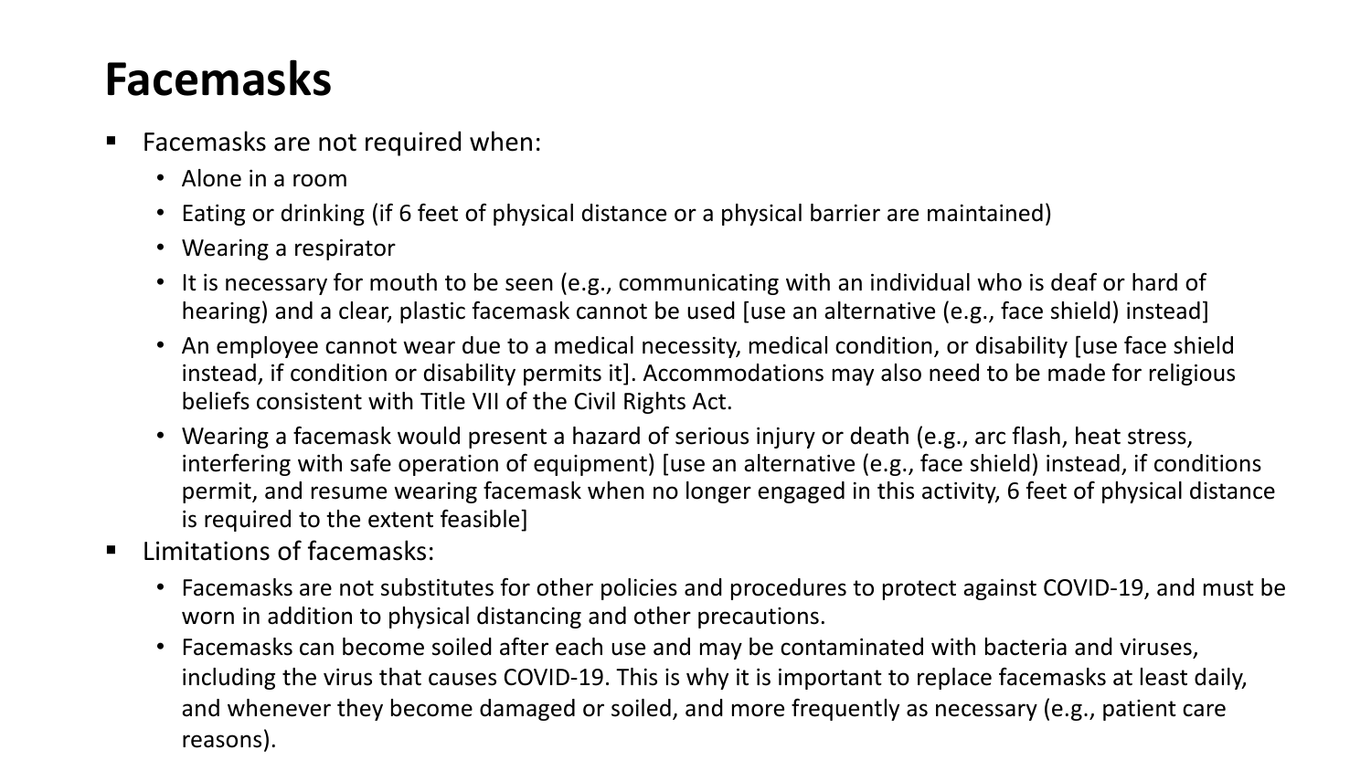# Facemasks

- Facemasks are not required when:
  - Alone in a room
  - Eating or drinking (if 6 feet of physical distance or a physical barrier are maintained)
  - Wearing a respirator
  - It is necessary for mouth to be seen (e.g., communicating with an individual who is deaf or hard of hearing) and a clear, plastic facemask cannot be used [use an alternative (e.g., face shield) instead]
  - An employee cannot wear due to a medical necessity, medical condition, or disability [use face shield instead, if condition or disability permits it]. Accommodations may also need to be made for religious beliefs consistent with Title VII of the Civil Rights Act.
  - Wearing a facemask would present a hazard of serious injury or death (e.g., arc flash, heat stress, interfering with safe operation of equipment) [use an alternative (e.g., face shield) instead, if conditions permit, and resume wearing facemask when no longer engaged in this activity, 6 feet of physical distance is required to the extent feasible]
- Limitations of facemasks:
  - Facemasks are not substitutes for other policies and procedures to protect against COVID-19, and must be worn in addition to physical distancing and other precautions.
  - Facemasks can become soiled after each use and may be contaminated with bacteria and viruses, including the virus that causes COVID-19. This is why it is important to replace facemasks at least daily, and whenever they become damaged or soiled, and more frequently as necessary (e.g., patient care reasons).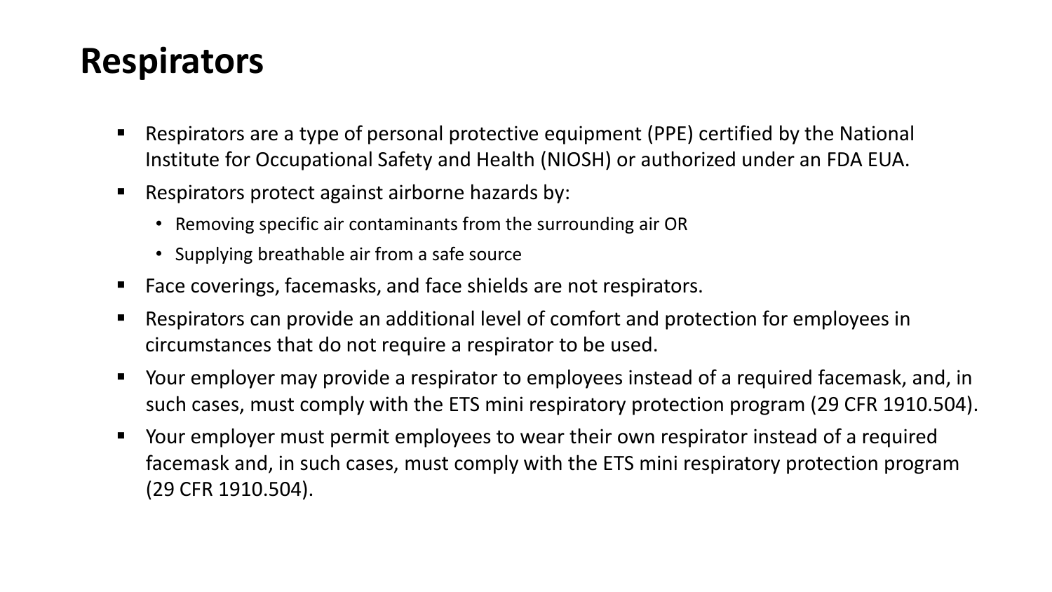# Respirators

- Respirators are a type of personal protective equipment (PPE) certified by the National Institute for Occupational Safety and Health (NIOSH) or authorized under an FDA EUA.
- Respirators protect against airborne hazards by:
  - Removing specific air contaminants from the surrounding air OR
  - Supplying breathable air from a safe source
- Face coverings, facemasks, and face shields are not respirators.
- Respirators can provide an additional level of comfort and protection for employees in circumstances that do not require a respirator to be used.
- Your employer may provide a respirator to employees instead of a required facemask, and, in such cases, must comply with the ETS mini respiratory protection program (29 CFR 1910.504).
- Your employer must permit employees to wear their own respirator instead of a required facemask and, in such cases, must comply with the ETS mini respiratory protection program (29 CFR 1910.504).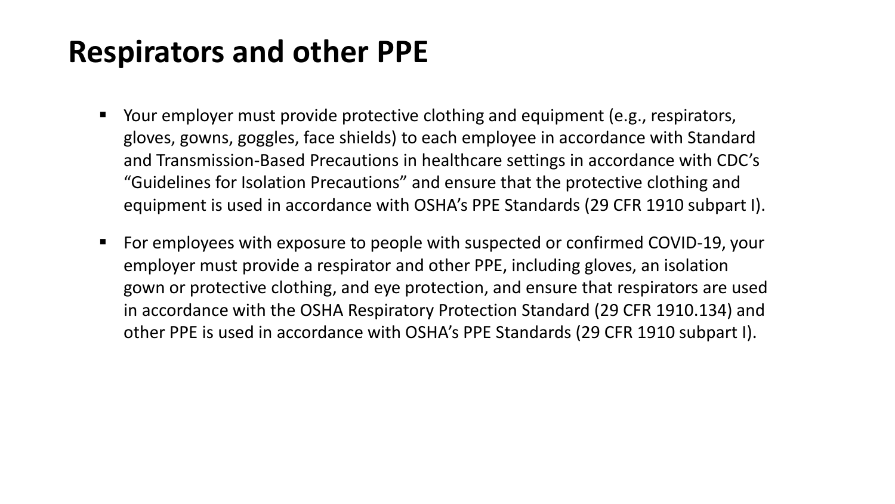# Respirators and other PPE

- Your employer must provide protective clothing and equipment (e.g., respirators, gloves, gowns, goggles, face shields) to each employee in accordance with Standard and Transmission-Based Precautions in healthcare settings in accordance with CDC's "Guidelines for Isolation Precautions" and ensure that the protective clothing and equipment is used in accordance with OSHA's PPE Standards (29 CFR 1910 subpart I).
- For employees with exposure to people with suspected or confirmed COVID-19, your employer must provide a respirator and other PPE, including gloves, an isolation gown or protective clothing, and eye protection, and ensure that respirators are used in accordance with the OSHA Respiratory Protection Standard (29 CFR 1910.134) and other PPE is used in accordance with OSHA's PPE Standards (29 CFR 1910 subpart I).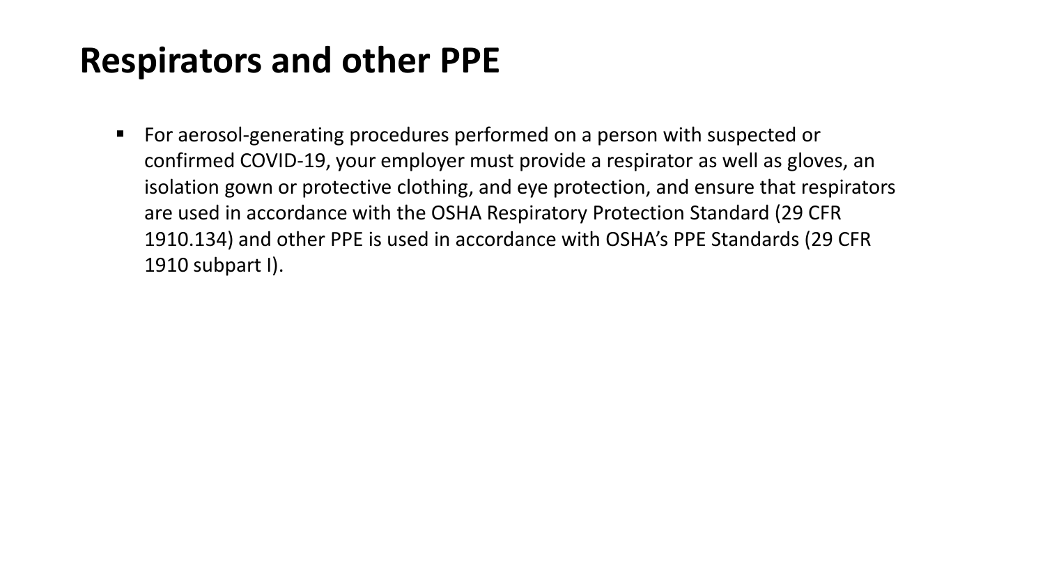# Respirators and other PPE

- For aerosol-generating procedures performed on a person with suspected or confirmed COVID-19, your employer must provide a respirator as well as gloves, an isolation gown or protective clothing, and eye protection, and ensure that respirators are used in accordance with the OSHA Respiratory Protection Standard (29 CFR 1910.134) and other PPE is used in accordance with OSHA's PPE Standards (29 CFR 1910 subpart I).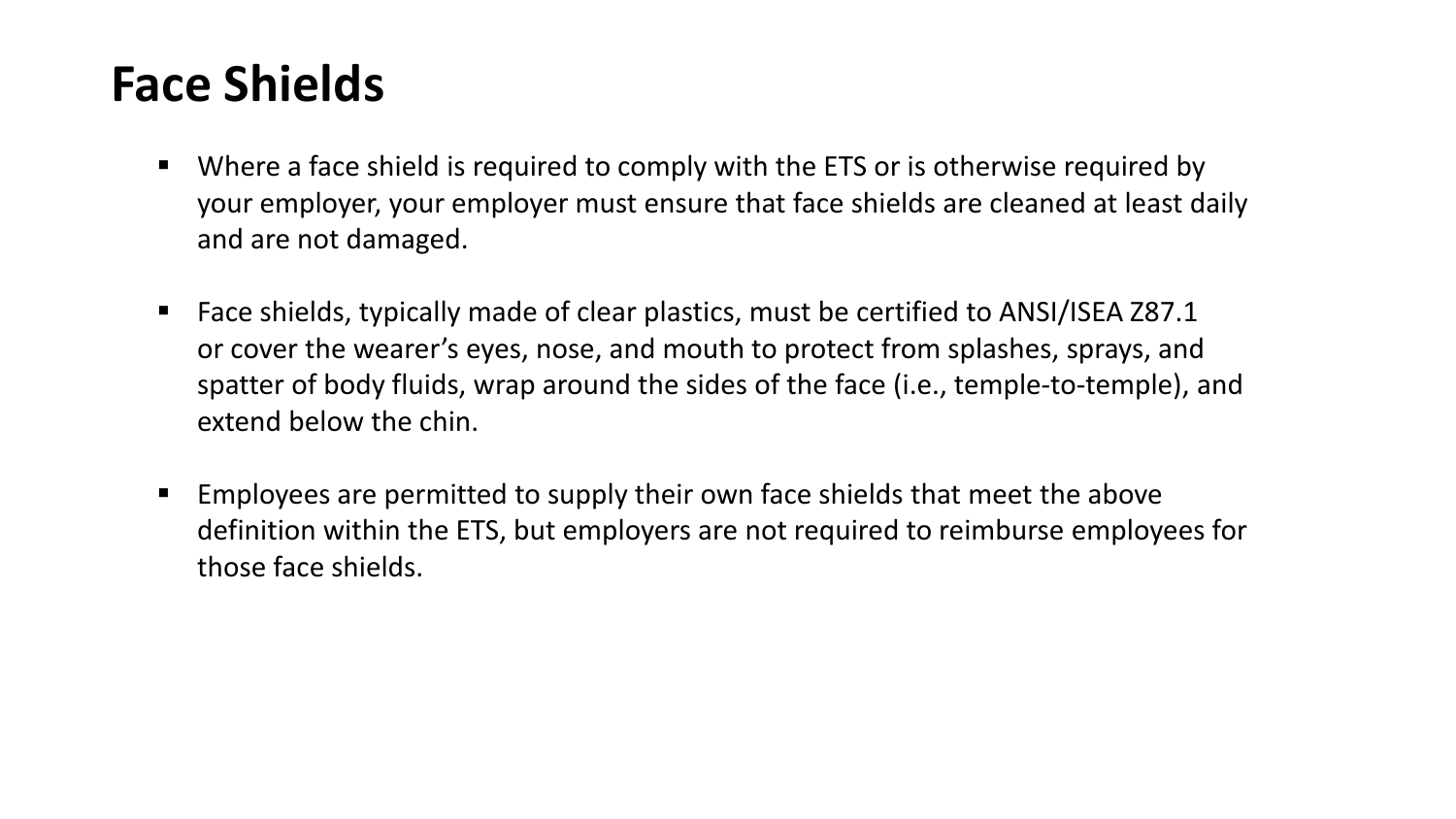# Face Shields

- Where a face shield is required to comply with the ETS or is otherwise required by your employer, your employer must ensure that face shields are cleaned at least daily and are not damaged.
- Face shields, typically made of clear plastics, must be certified to ANSI/ISEA Z87.1 or cover the wearer's eyes, nose, and mouth to protect from splashes, sprays, and spatter of body fluids, wrap around the sides of the face (i.e., temple-to-temple), and extend below the chin.
- Employees are permitted to supply their own face shields that meet the above definition within the ETS, but employers are not required to reimburse employees for those face shields.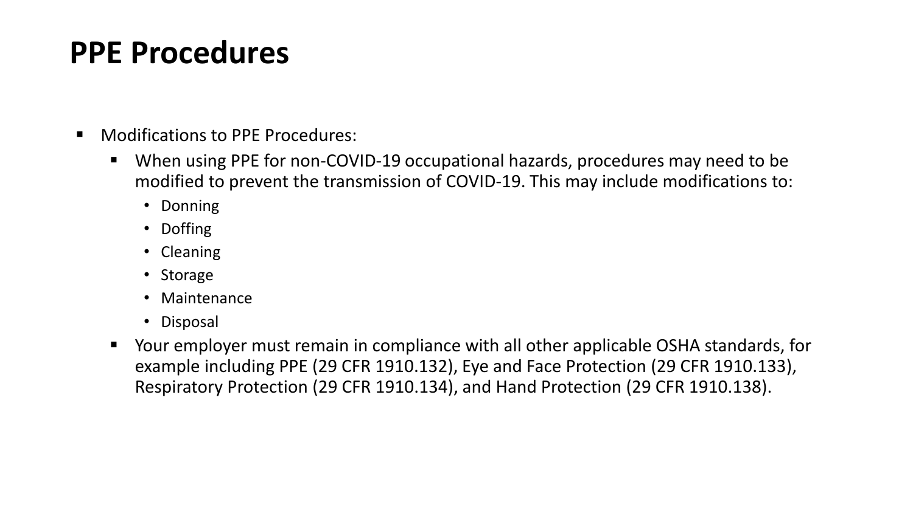# PPE Procedures

- Modifications to PPE Procedures:
  - When using PPE for non-COVID-19 occupational hazards, procedures may need to be modified to prevent the transmission of COVID-19. This may include modifications to:
    - Donning
    - Doffing
    - Cleaning
    - Storage
    - Maintenance
    - Disposal
  - Your employer must remain in compliance with all other applicable OSHA standards, for example including PPE (29 CFR 1910.132), Eye and Face Protection (29 CFR 1910.133), Respiratory Protection (29 CFR 1910.134), and Hand Protection (29 CFR 1910.138).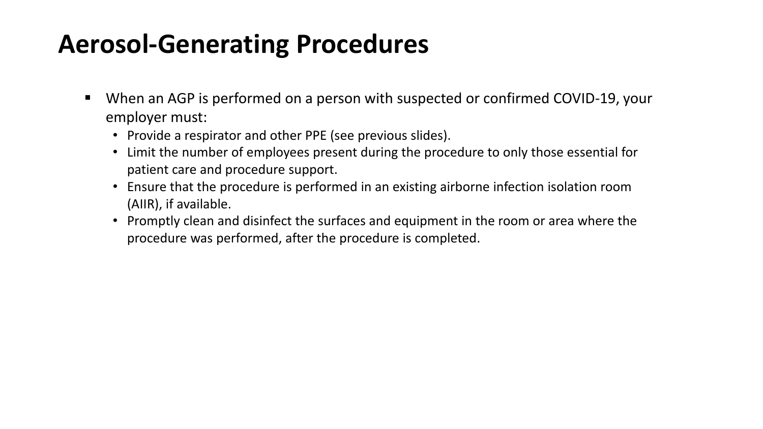# Aerosol-Generating Procedures

- When an AGP is performed on a person with suspected or confirmed COVID-19, your employer must:
  - Provide a respirator and other PPE (see previous slides).
  - Limit the number of employees present during the procedure to only those essential for patient care and procedure support.
  - Ensure that the procedure is performed in an existing airborne infection isolation room (AIIR), if available.
  - Promptly clean and disinfect the surfaces and equipment in the room or area where the procedure was performed, after the procedure is completed.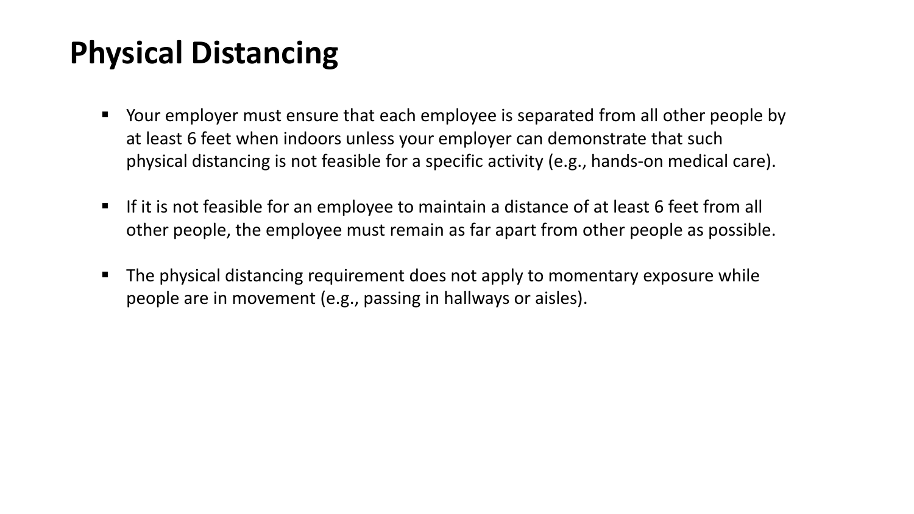# Physical Distancing

- Your employer must ensure that each employee is separated from all other people by at least 6 feet when indoors unless your employer can demonstrate that such physical distancing is not feasible for a specific activity (e.g., hands-on medical care).
- If it is not feasible for an employee to maintain a distance of at least 6 feet from all other people, the employee must remain as far apart from other people as possible.
- The physical distancing requirement does not apply to momentary exposure while people are in movement (e.g., passing in hallways or aisles).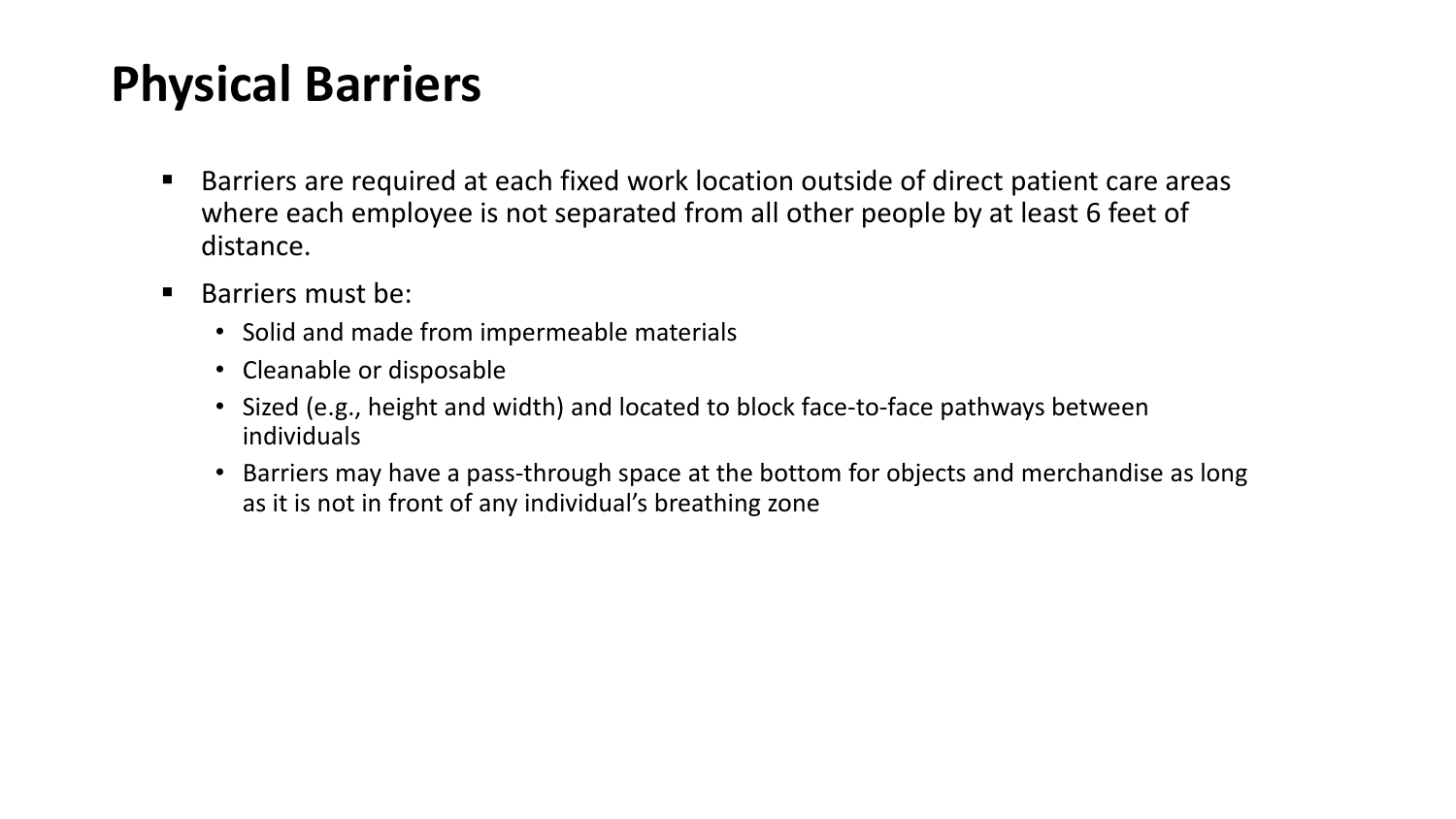# Physical Barriers

- Barriers are required at each fixed work location outside of direct patient care areas where each employee is not separated from all other people by at least 6 feet of distance.
- Barriers must be:
  - Solid and made from impermeable materials
  - Cleanable or disposable
  - Sized (e.g., height and width) and located to block face-to-face pathways between individuals
  - Barriers may have a pass-through space at the bottom for objects and merchandise as long as it is not in front of any individual's breathing zone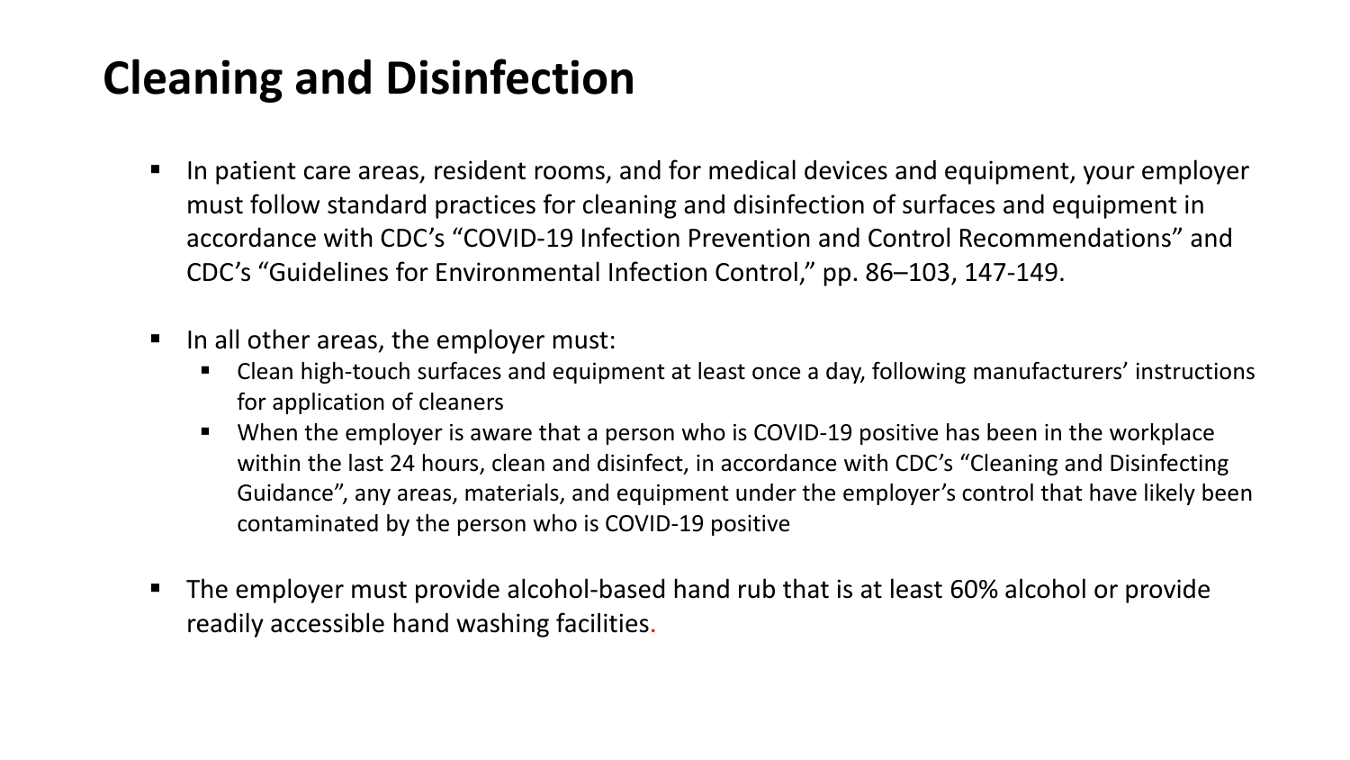# Cleaning and Disinfection

- In patient care areas, resident rooms, and for medical devices and equipment, your employer must follow standard practices for cleaning and disinfection of surfaces and equipment in accordance with CDC's "COVID-19 Infection Prevention and Control Recommendations" and CDC's "Guidelines for Environmental Infection Control," pp. 86–103, 147-149.
- In all other areas, the employer must:
  - Clean high-touch surfaces and equipment at least once a day, following manufacturers' instructions for application of cleaners
  - When the employer is aware that a person who is COVID-19 positive has been in the workplace within the last 24 hours, clean and disinfect, in accordance with CDC's "Cleaning and Disinfecting Guidance", any areas, materials, and equipment under the employer's control that have likely been contaminated by the person who is COVID-19 positive
- The employer must provide alcohol-based hand rub that is at least 60% alcohol or provide readily accessible hand washing facilities.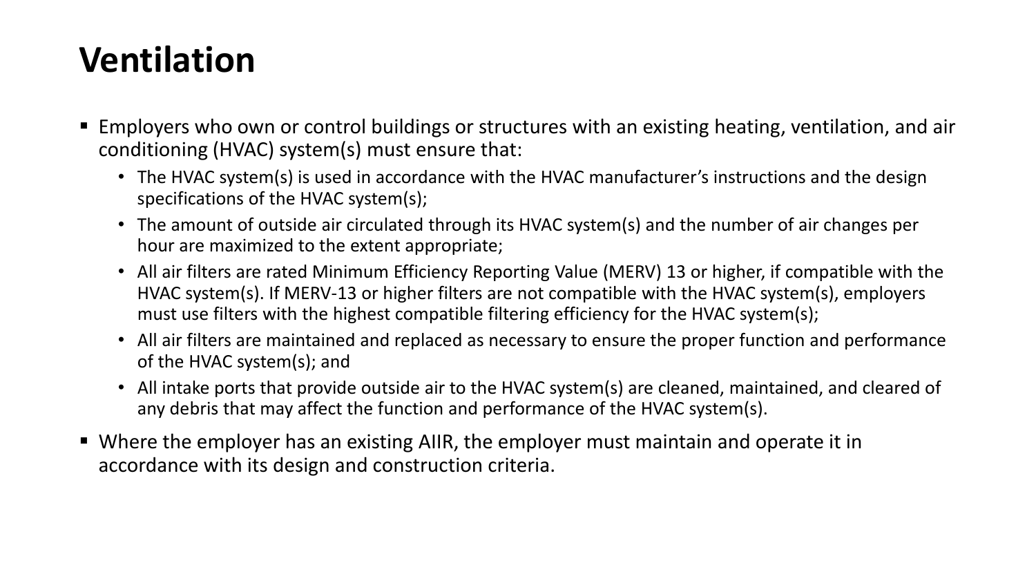# Ventilation

- Employers who own or control buildings or structures with an existing heating, ventilation, and air conditioning (HVAC) system(s) must ensure that:
  - The HVAC system(s) is used in accordance with the HVAC manufacturer's instructions and the design specifications of the HVAC system(s);
  - The amount of outside air circulated through its HVAC system(s) and the number of air changes per hour are maximized to the extent appropriate;
  - All air filters are rated Minimum Efficiency Reporting Value (MERV) 13 or higher, if compatible with the HVAC system(s). If MERV-13 or higher filters are not compatible with the HVAC system(s), employers must use filters with the highest compatible filtering efficiency for the HVAC system(s);
  - All air filters are maintained and replaced as necessary to ensure the proper function and performance of the HVAC system(s); and
  - All intake ports that provide outside air to the HVAC system(s) are cleaned, maintained, and cleared of any debris that may affect the function and performance of the HVAC system(s).
- Where the employer has an existing AIIR, the employer must maintain and operate it in accordance with its design and construction criteria.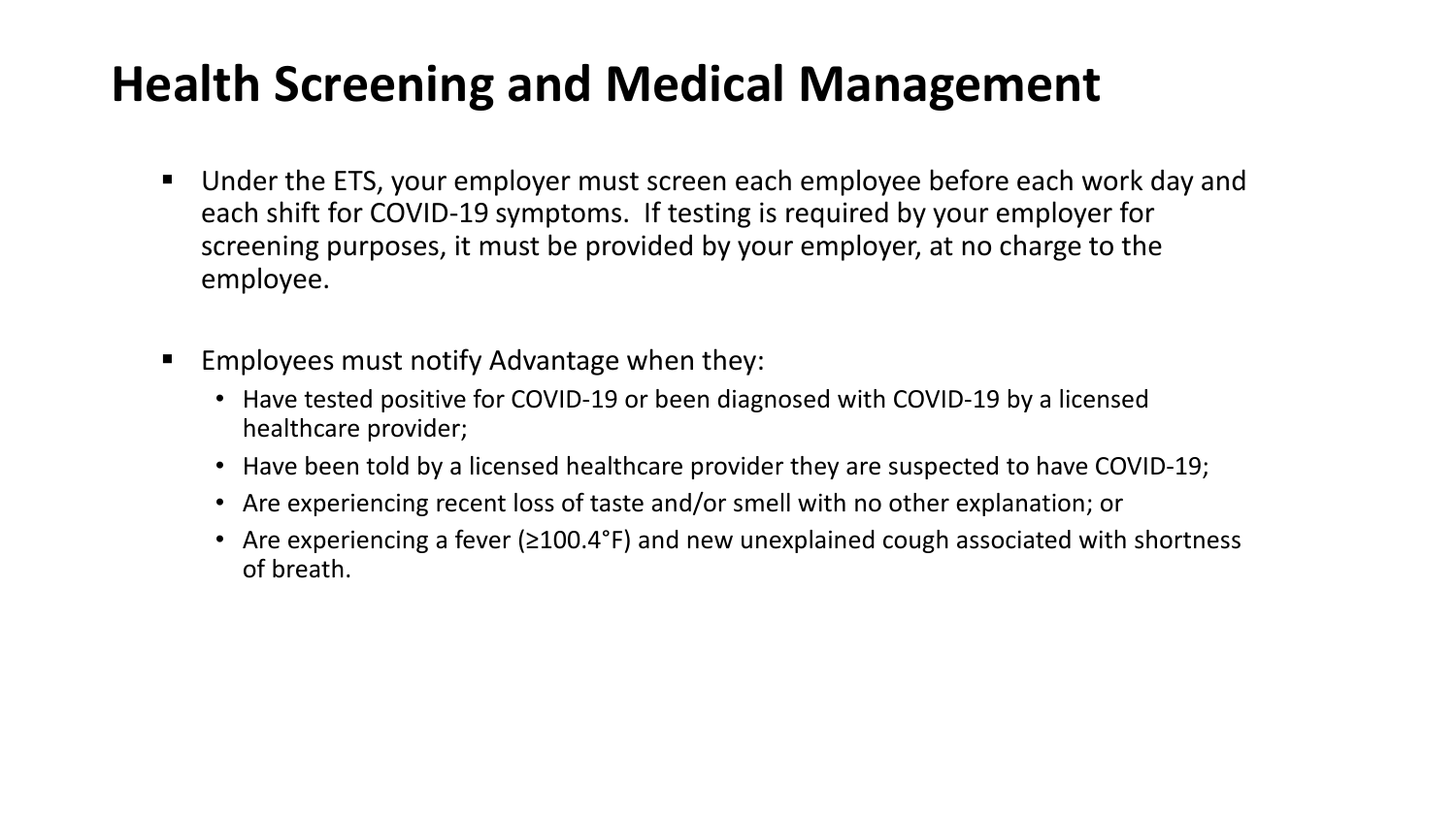# Health Screening and Medical Management

- Under the ETS, your employer must screen each employee before each work day and each shift for COVID-19 symptoms. If testing is required by your employer for screening purposes, it must be provided by your employer, at no charge to the employee.

- Employees must notify Advantage when they:
  - Have tested positive for COVID-19 or been diagnosed with COVID-19 by a licensed healthcare provider;
  - Have been told by a licensed healthcare provider they are suspected to have COVID-19;
  - Are experiencing recent loss of taste and/or smell with no other explanation; or
  - Are experiencing a fever (≥100.4°F) and new unexplained cough associated with shortness of breath.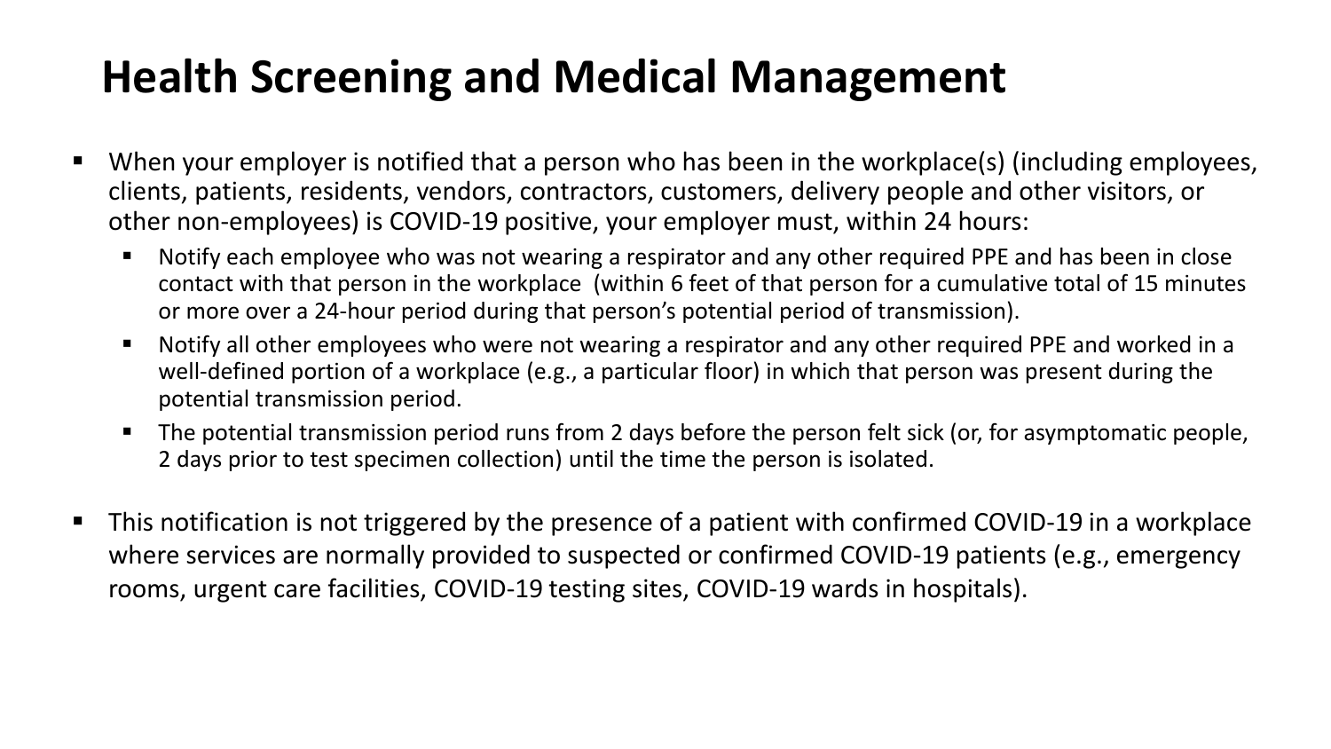# Health Screening and Medical Management

- When your employer is notified that a person who has been in the workplace(s) (including employees, clients, patients, residents, vendors, contractors, customers, delivery people and other visitors, or other non-employees) is COVID-19 positive, your employer must, within 24 hours:
  - Notify each employee who was not wearing a respirator and any other required PPE and has been in close contact with that person in the workplace (within 6 feet of that person for a cumulative total of 15 minutes or more over a 24-hour period during that person's potential period of transmission).
  - Notify all other employees who were not wearing a respirator and any other required PPE and worked in a well-defined portion of a workplace (e.g., a particular floor) in which that person was present during the potential transmission period.
  - The potential transmission period runs from 2 days before the person felt sick (or, for asymptomatic people, 2 days prior to test specimen collection) until the time the person is isolated.
- This notification is not triggered by the presence of a patient with confirmed COVID-19 in a workplace where services are normally provided to suspected or confirmed COVID-19 patients (e.g., emergency rooms, urgent care facilities, COVID-19 testing sites, COVID-19 wards in hospitals).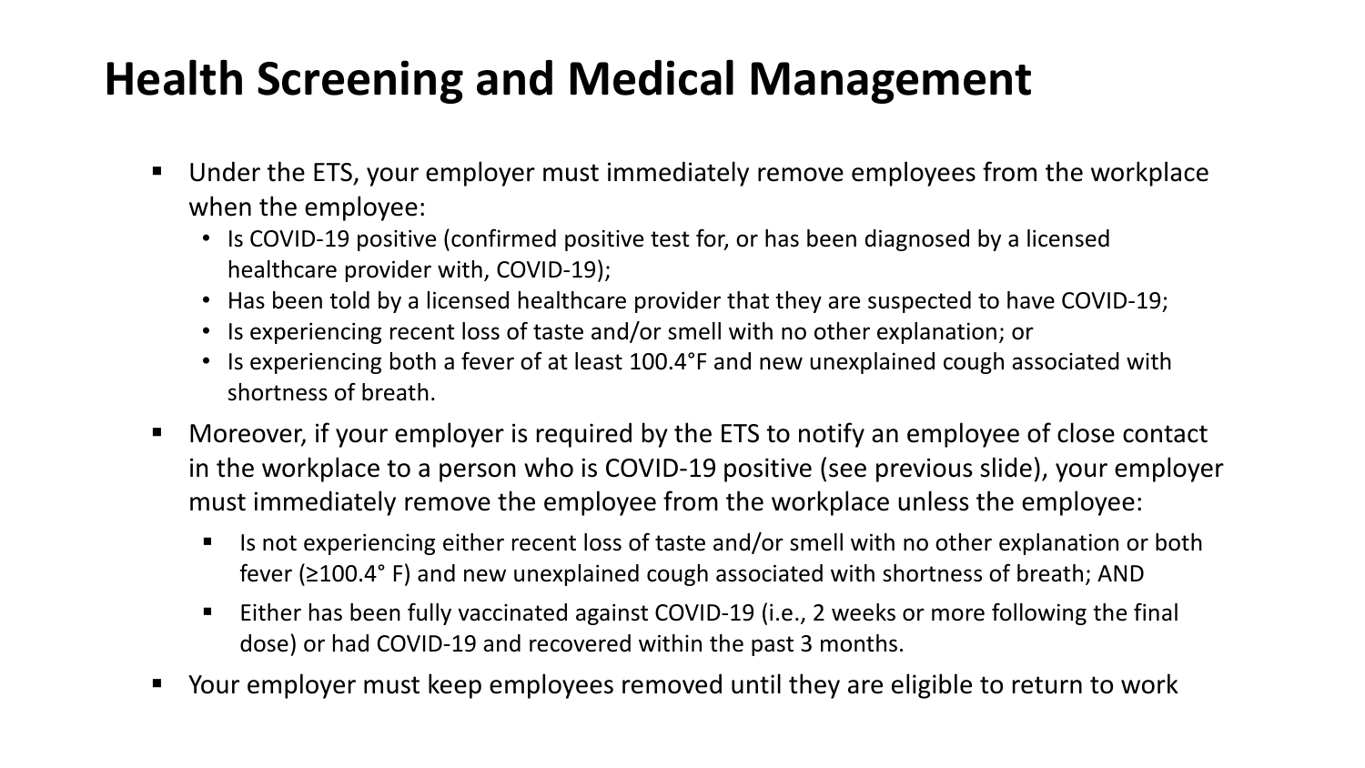# Health Screening and Medical Management

- Under the ETS, your employer must immediately remove employees from the workplace when the employee:
  - Is COVID-19 positive (confirmed positive test for, or has been diagnosed by a licensed healthcare provider with, COVID-19);
  - Has been told by a licensed healthcare provider that they are suspected to have COVID-19;
  - Is experiencing recent loss of taste and/or smell with no other explanation; or
  - Is experiencing both a fever of at least 100.4°F and new unexplained cough associated with shortness of breath.
- Moreover, if your employer is required by the ETS to notify an employee of close contact in the workplace to a person who is COVID-19 positive (see previous slide), your employer must immediately remove the employee from the workplace unless the employee:
  - Is not experiencing either recent loss of taste and/or smell with no other explanation or both fever (≥100.4° F) and new unexplained cough associated with shortness of breath; AND
  - Either has been fully vaccinated against COVID-19 (i.e., 2 weeks or more following the final dose) or had COVID-19 and recovered within the past 3 months.
- Your employer must keep employees removed until they are eligible to return to work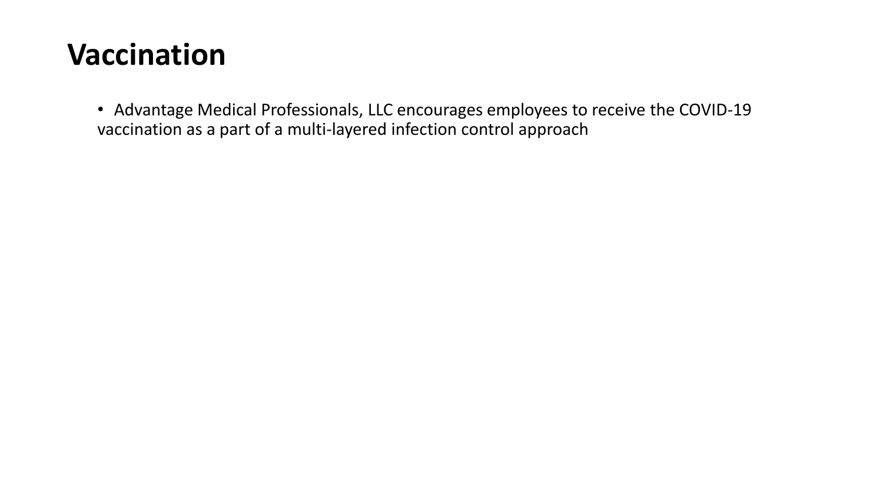# Vaccination

- Advantage Medical Professionals, LLC encourages employees to receive the COVID-19 vaccination as a part of a multi-layered infection control approach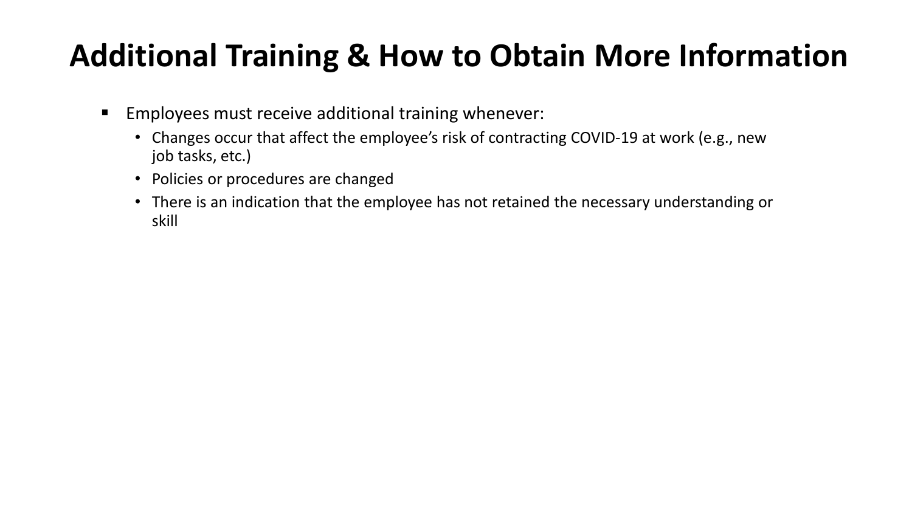# Additional Training & How to Obtain More Information

- Employees must receive additional training whenever:
  - Changes occur that affect the employee's risk of contracting COVID-19 at work (e.g., new job tasks, etc.)
  - Policies or procedures are changed
  - There is an indication that the employee has not retained the necessary understanding or skill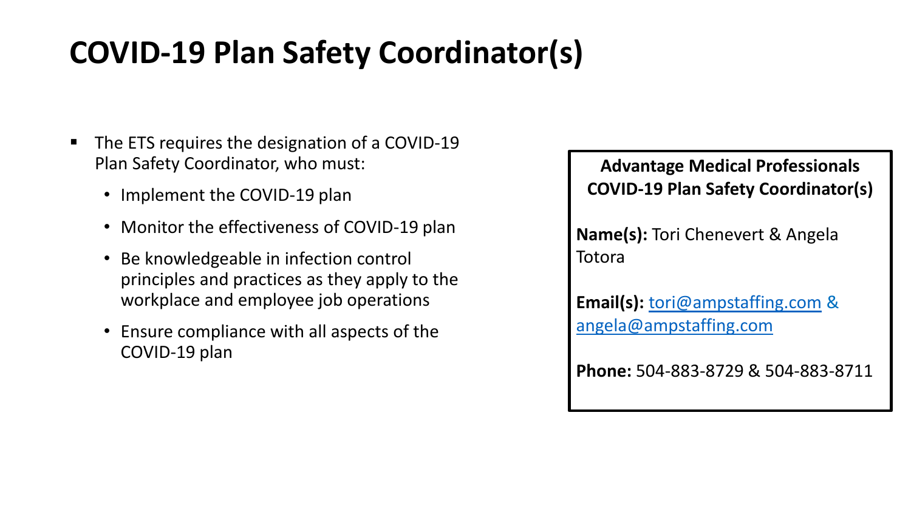# COVID-19 Plan Safety Coordinator(s)

- The ETS requires the designation of a COVID-19 Plan Safety Coordinator, who must:
  - Implement the COVID-19 plan
  - Monitor the effectiveness of COVID-19 plan
  - Be knowledgeable in infection control principles and practices as they apply to the workplace and employee job operations
  - Ensure compliance with all aspects of the COVID-19 plan

**Advantage Medical Professionals COVID-19 Plan Safety Coordinator(s)**

**Name(s):** Tori Chenevert & Angela Totora

**Email(s):** tori@ampstaffing.com & angela@ampstaffing.com

**Phone:** 504-883-8729 & 504-883-8711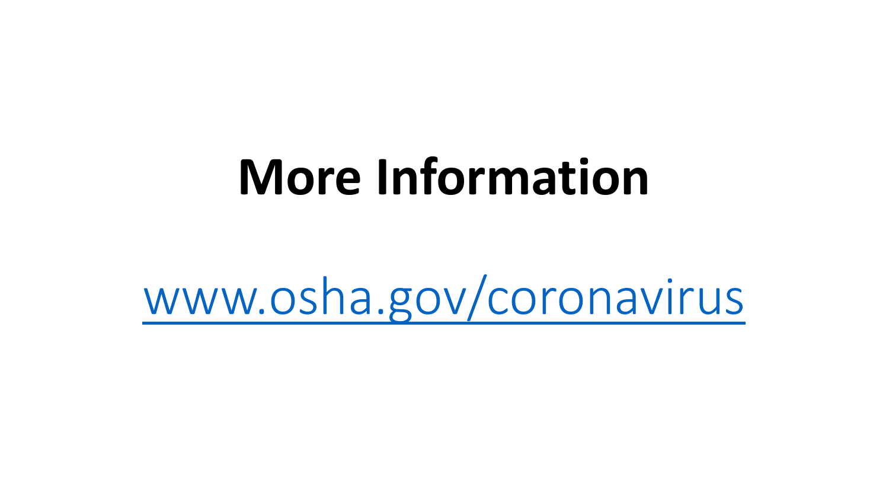# More Information

[www.osha.gov/coronavirus](http://www.osha.gov/coronavirus)